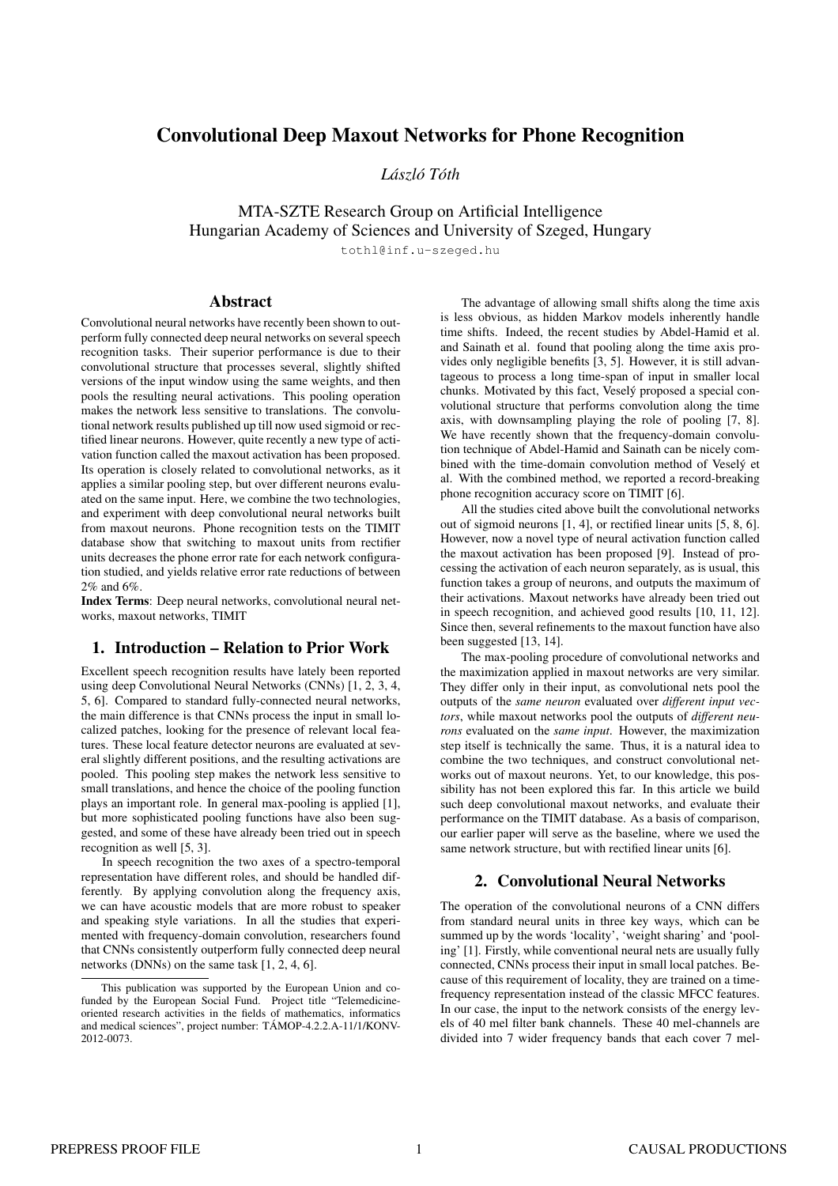# Convolutional Deep Maxout Networks for Phone Recognition

*László Tóth*

MTA-SZTE Research Group on Artificial Intelligence
Hungarian Academy of Sciences and University of Szeged, Hungary

tothl@inf.u-szeged.hu

## Abstract

Convolutional neural networks have recently been shown to outperform fully connected deep neural networks on several speech recognition tasks. Their superior performance is due to their convolutional structure that processes several, slightly shifted versions of the input window using the same weights, and then pools the resulting neural activations. This pooling operation makes the network less sensitive to translations. The convolutional network results published up till now used sigmoid or rectified linear neurons. However, quite recently a new type of activation function called the maxout activation has been proposed. Its operation is closely related to convolutional networks, as it applies a similar pooling step, but over different neurons evaluated on the same input. Here, we combine the two technologies, and experiment with deep convolutional neural networks built from maxout neurons. Phone recognition tests on the TIMIT database show that switching to maxout units from rectifier units decreases the phone error rate for each network configuration studied, and yields relative error rate reductions of between 2% and 6%.

**Index Terms**: Deep neural networks, convolutional neural networks, maxout networks, TIMIT

## 1. Introduction – Relation to Prior Work

Excellent speech recognition results have lately been reported using deep Convolutional Neural Networks (CNNs) [1, 2, 3, 4, 5, 6]. Compared to standard fully-connected neural networks, the main difference is that CNNs process the input in small localized patches, looking for the presence of relevant local features. These local feature detector neurons are evaluated at several slightly different positions, and the resulting activations are pooled. This pooling step makes the network less sensitive to small translations, and hence the choice of the pooling function plays an important role. In general max-pooling is applied [1], but more sophisticated pooling functions have also been suggested, and some of these have already been tried out in speech recognition as well [5, 3].

In speech recognition the two axes of a spectro-temporal representation have different roles, and should be handled differently. By applying convolution along the frequency axis, we can have acoustic models that are more robust to speaker and speaking style variations. In all the studies that experimented with frequency-domain convolution, researchers found that CNNs consistently outperform fully connected deep neural networks (DNNs) on the same task [1, 2, 4, 6].

This publication was supported by the European Union and co-funded by the European Social Fund. Project title "Telemedicine-oriented research activities in the fields of mathematics, informatics and medical sciences", project number: TÁMOP-4.2.2.A-11/1/KONV-2012-0073.

The advantage of allowing small shifts along the time axis is less obvious, as hidden Markov models inherently handle time shifts. Indeed, the recent studies by Abdel-Hamid et al. and Sainath et al. found that pooling along the time axis provides only negligible benefits [3, 5]. However, it is still advantageous to process a long time-span of input in smaller local chunks. Motivated by this fact, Veselý proposed a special convolutional structure that performs convolution along the time axis, with downsampling playing the role of pooling [7, 8]. We have recently shown that the frequency-domain convolution technique of Abdel-Hamid and Sainath can be nicely combined with the time-domain convolution method of Veselý et al. With the combined method, we reported a record-breaking phone recognition accuracy score on TIMIT [6].

All the studies cited above built the convolutional networks out of sigmoid neurons [1, 4], or rectified linear units [5, 8, 6]. However, now a novel type of neural activation function called the maxout activation has been proposed [9]. Instead of processing the activation of each neuron separately, as is usual, this function takes a group of neurons, and outputs the maximum of their activations. Maxout networks have already been tried out in speech recognition, and achieved good results [10, 11, 12]. Since then, several refinements to the maxout function have also been suggested [13, 14].

The max-pooling procedure of convolutional networks and the maximization applied in maxout networks are very similar. They differ only in their input, as convolutional nets pool the outputs of the *same neuron* evaluated over *different input vectors*, while maxout networks pool the outputs of *different neurons* evaluated on the *same input*. However, the maximization step itself is technically the same. Thus, it is a natural idea to combine the two techniques, and construct convolutional networks out of maxout neurons. Yet, to our knowledge, this possibility has not been explored this far. In this article we build such deep convolutional maxout networks, and evaluate their performance on the TIMIT database. As a basis of comparison, our earlier paper will serve as the baseline, where we used the same network structure, but with rectified linear units [6].

## 2. Convolutional Neural Networks

The operation of the convolutional neurons of a CNN differs from standard neural units in three key ways, which can be summed up by the words 'locality', 'weight sharing' and 'pooling' [1]. Firstly, while conventional neural nets are usually fully connected, CNNs process their input in small local patches. Because of this requirement of locality, they are trained on a time-frequency representation instead of the classic MFCC features. In our case, the input to the network consists of the energy levels of 40 mel filter bank channels. These 40 mel-channels are divided into 7 wider frequency bands that each cover 7 mel-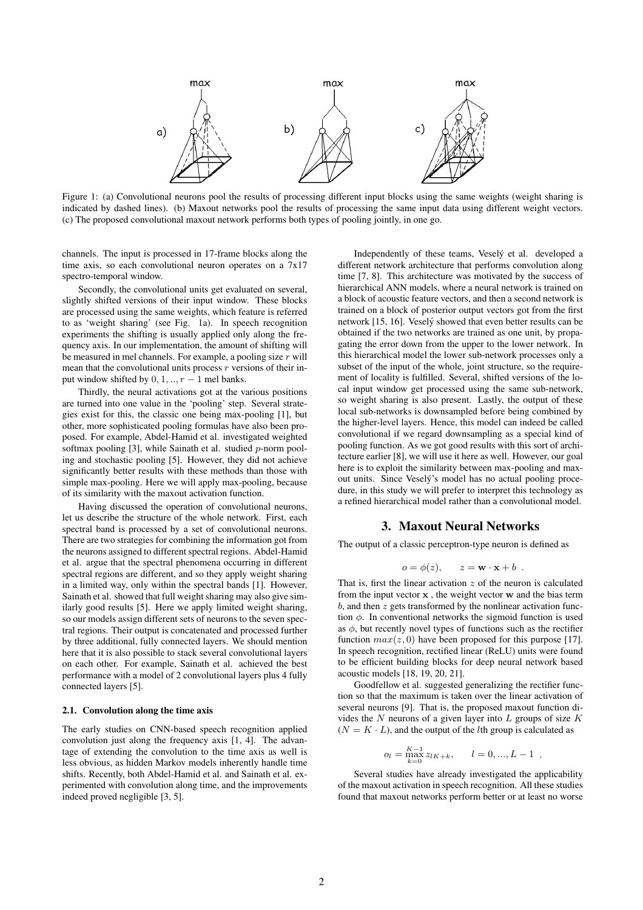Figure 1: (a) Convolutional neurons pool the results of processing different input blocks using the same weights (weight sharing is indicated by dashed lines). (b) Maxout networks pool the results of processing the same input data using different weight vectors. (c) The proposed convolutional maxout network performs both types of pooling jointly, in one go.

channels. The input is processed in 17-frame blocks along the time axis, so each convolutional neuron operates on a 7x17 spectro-temporal window.

Secondly, the convolutional units get evaluated on several, slightly shifted versions of their input window. These blocks are processed using the same weights, which feature is referred to as 'weight sharing' (see Fig. 1a). In speech recognition experiments the shifting is usually applied only along the frequency axis. In our implementation, the amount of shifting will be measured in mel channels. For example, a pooling size $r$ will mean that the convolutional units process $r$ versions of their input window shifted by $0, 1, .., r-1$ mel banks.

Thirdly, the neural activations got at the various positions are turned into one value in the 'pooling' step. Several strategies exist for this, the classic one being max-pooling [1], but other, more sophisticated pooling formulas have also been proposed. For example, Abdel-Hamid et al. investigated weighted softmax pooling [3], while Sainath et al. studied $p$-norm pooling and stochastic pooling [5]. However, they did not achieve significantly better results with these methods than those with simple max-pooling. Here we will apply max-pooling, because of its similarity with the maxout activation function.

Having discussed the operation of convolutional neurons, let us describe the structure of the whole network. First, each spectral band is processed by a set of convolutional neurons. There are two strategies for combining the information got from the neurons assigned to different spectral regions. Abdel-Hamid et al. argue that the spectral phenomena occurring in different spectral regions are different, and so they apply weight sharing in a limited way, only within the spectral bands [1]. However, Sainath et al. showed that full weight sharing may also give similarly good results [5]. Here we apply limited weight sharing, so our models assign different sets of neurons to the seven spectral regions. Their output is concatenated and processed further by three additional, fully connected layers. We should mention here that it is also possible to stack several convolutional layers on each other. For example, Sainath et al. achieved the best performance with a model of 2 convolutional layers plus 4 fully connected layers [5].

### 2.1. Convolution along the time axis

The early studies on CNN-based speech recognition applied convolution just along the frequency axis [1, 4]. The advantage of extending the convolution to the time axis as well is less obvious, as hidden Markov models inherently handle time shifts. Recently, both Abdel-Hamid et al. and Sainath et al. experimented with convolution along time, and the improvements indeed proved negligible [3, 5].

Independently of these teams, Veselý et al. developed a different network architecture that performs convolution along time [7, 8]. This architecture was motivated by the success of hierarchical ANN models, where a neural network is trained on a block of acoustic feature vectors, and then a second network is trained on a block of posterior output vectors got from the first network [15, 16]. Veselý showed that even better results can be obtained if the two networks are trained as one unit, by propagating the error down from the upper to the lower network. In this hierarchical model the lower sub-network processes only a subset of the input of the whole, joint structure, so the requirement of locality is fulfilled. Several, shifted versions of the local input window get processed using the same sub-network, so weight sharing is also present. Lastly, the output of these local sub-networks is downsampled before being combined by the higher-level layers. Hence, this model can indeed be called convolutional if we regard downsampling as a special kind of pooling function. As we got good results with this sort of architecture earlier [8], we will use it here as well. However, our goal here is to exploit the similarity between max-pooling and maxout units. Since Veselý's model has no actual pooling procedure, in this study we will prefer to interpret this technology as a refined hierarchical model rather than a convolutional model.

## 3. Maxout Neural Networks

The output of a classic perceptron-type neuron is defined as

$$o = \phi(z), \qquad z = \mathbf{w} \cdot \mathbf{x} + b \ .$$

That is, first the linear activation $z$ of the neuron is calculated from the input vector $\mathbf{x}$ , the weight vector $\mathbf{w}$ and the bias term $b$, and then $z$ gets transformed by the nonlinear activation function $\phi$. In conventional networks the sigmoid function is used as $\phi$, but recently novel types of functions such as the rectifier function $max(z, 0)$ have been proposed for this purpose [17]. In speech recognition, rectified linear (ReLU) units were found to be efficient building blocks for deep neural network based acoustic models [18, 19, 20, 21].

Goodfellow et al. suggested generalizing the rectifier function so that the maximum is taken over the linear activation of several neurons [9]. That is, the proposed maxout function divides the $N$ neurons of a given layer into $L$ groups of size $K$ ($N = K \cdot L$), and the output of the $l$th group is calculated as

$$o_l = \max_{k=0}^{K-1} z_{lK+k}, \qquad l = 0, ..., L-1 \ .$$

Several studies have already investigated the applicability of the maxout activation in speech recognition. All these studies found that maxout networks perform better or at least no worse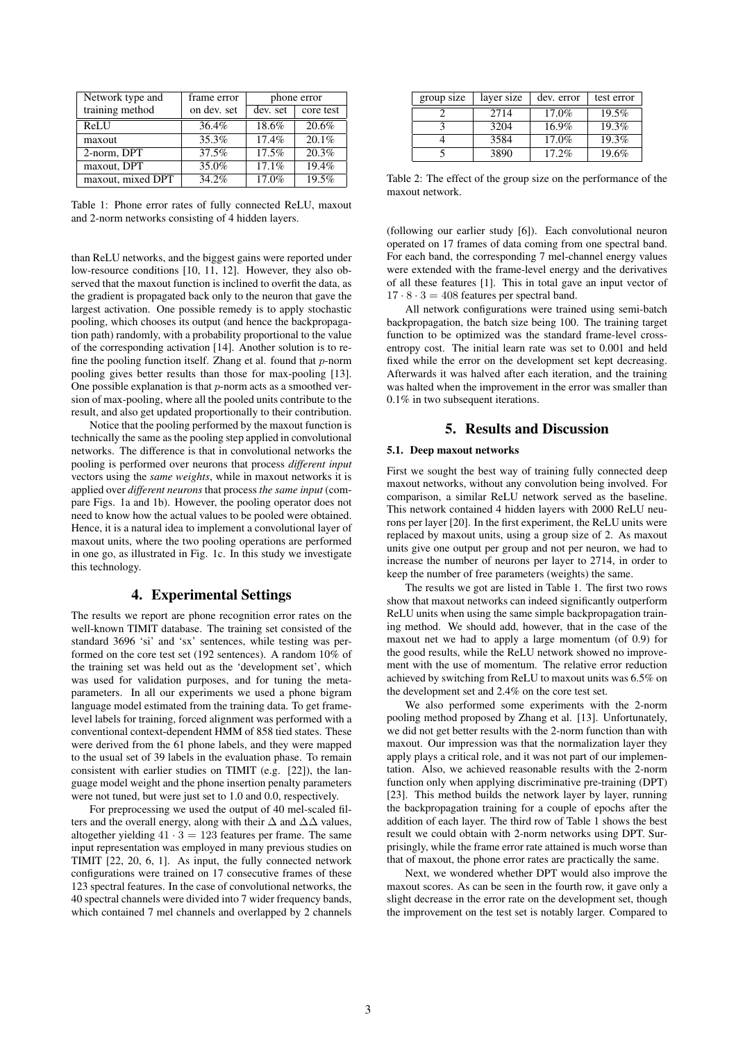| Network type and training method | frame error on dev. set | phone error | |
|---|---|---|---|
| | | dev. set | core test |
| ReLU | 36.4% | 18.6% | 20.6% |
| maxout | 35.3% | 17.4% | 20.1% |
| 2-norm, DPT | 37.5% | 17.5% | 20.3% |
| maxout, DPT | 35.0% | 17.1% | 19.4% |
| maxout, mixed DPT | 34.2% | 17.0% | 19.5% |

Table 1: Phone error rates of fully connected ReLU, maxout and 2-norm networks consisting of 4 hidden layers.

than ReLU networks, and the biggest gains were reported under low-resource conditions [10, 11, 12]. However, they also observed that the maxout function is inclined to overfit the data, as the gradient is propagated back only to the neuron that gave the largest activation. One possible remedy is to apply stochastic pooling, which chooses its output (and hence the backpropagation path) randomly, with a probability proportional to the value of the corresponding activation [14]. Another solution is to refine the pooling function itself. Zhang et al. found that $p$-norm pooling gives better results than those for max-pooling [13]. One possible explanation is that $p$-norm acts as a smoothed version of max-pooling, where all the pooled units contribute to the result, and also get updated proportionally to their contribution.

Notice that the pooling performed by the maxout function is technically the same as the pooling step applied in convolutional networks. The difference is that in convolutional networks the pooling is performed over neurons that process *different input* vectors using the *same weights*, while in maxout networks it is applied over *different neurons* that process *the same input* (compare Figs. 1a and 1b). However, the pooling operator does not need to know how the actual values to be pooled were obtained. Hence, it is a natural idea to implement a convolutional layer of maxout units, where the two pooling operations are performed in one go, as illustrated in Fig. 1c. In this study we investigate this technology.

# 4. Experimental Settings

The results we report are phone recognition error rates on the well-known TIMIT database. The training set consisted of the standard 3696 'si' and 'sx' sentences, while testing was performed on the core test set (192 sentences). A random 10% of the training set was held out as the 'development set', which was used for validation purposes, and for tuning the meta-parameters. In all our experiments we used a phone bigram language model estimated from the training data. To get frame-level labels for training, forced alignment was performed with a conventional context-dependent HMM of 858 tied states. These were derived from the 61 phone labels, and they were mapped to the usual set of 39 labels in the evaluation phase. To remain consistent with earlier studies on TIMIT (e.g. [22]), the language model weight and the phone insertion penalty parameters were not tuned, but were just set to 1.0 and 0.0, respectively.

For preprocessing we used the output of 40 mel-scaled filters and the overall energy, along with their $\Delta$ and $\Delta\Delta$ values, altogether yielding $41 \cdot 3 = 123$ features per frame. The same input representation was employed in many previous studies on TIMIT [22, 20, 6, 1]. As input, the fully connected network configurations were trained on 17 consecutive frames of these 123 spectral features. In the case of convolutional networks, the 40 spectral channels were divided into 7 wider frequency bands, which contained 7 mel channels and overlapped by 2 channels

| group size | layer size | dev. error | test error |
|---|---|---|---|
| 2 | 2714 | 17.0% | 19.5% |
| 3 | 3204 | 16.9% | 19.3% |
| 4 | 3584 | 17.0% | 19.3% |
| 5 | 3890 | 17.2% | 19.6% |

Table 2: The effect of the group size on the performance of the maxout network.

(following our earlier study [6]). Each convolutional neuron operated on 17 frames of data coming from one spectral band. For each band, the corresponding 7 mel-channel energy values were extended with the frame-level energy and the derivatives of all these features [1]. This in total gave an input vector of $17 \cdot 8 \cdot 3 = 408$ features per spectral band.

All network configurations were trained using semi-batch backpropagation, the batch size being 100. The training target function to be optimized was the standard frame-level cross-entropy cost. The initial learn rate was set to 0.001 and held fixed while the error on the development set kept decreasing. Afterwards it was halved after each iteration, and the training was halted when the improvement in the error was smaller than 0.1% in two subsequent iterations.

# 5. Results and Discussion

## 5.1. Deep maxout networks

First we sought the best way of training fully connected deep maxout networks, without any convolution being involved. For comparison, a similar ReLU network served as the baseline. This network contained 4 hidden layers with 2000 ReLU neurons per layer [20]. In the first experiment, the ReLU units were replaced by maxout units, using a group size of 2. As maxout units give one output per group and not per neuron, we had to increase the number of neurons per layer to 2714, in order to keep the number of free parameters (weights) the same.

The results we got are listed in Table 1. The first two rows show that maxout networks can indeed significantly outperform ReLU units when using the same simple backpropagation training method. We should add, however, that in the case of the maxout net we had to apply a large momentum (of 0.9) for the good results, while the ReLU network showed no improvement with the use of momentum. The relative error reduction achieved by switching from ReLU to maxout units was 6.5% on the development set and 2.4% on the core test set.

We also performed some experiments with the 2-norm pooling method proposed by Zhang et al. [13]. Unfortunately, we did not get better results with the 2-norm function than with maxout. Our impression was that the normalization layer they apply plays a critical role, and it was not part of our implementation. Also, we achieved reasonable results with the 2-norm function only when applying discriminative pre-training (DPT) [23]. This method builds the network layer by layer, running the backpropagation training for a couple of epochs after the addition of each layer. The third row of Table 1 shows the best result we could obtain with 2-norm networks using DPT. Surprisingly, while the frame error rate attained is much worse than that of maxout, the phone error rates are practically the same.

Next, we wondered whether DPT would also improve the maxout scores. As can be seen in the fourth row, it gave only a slight decrease in the error rate on the development set, though the improvement on the test set is notably larger. Compared to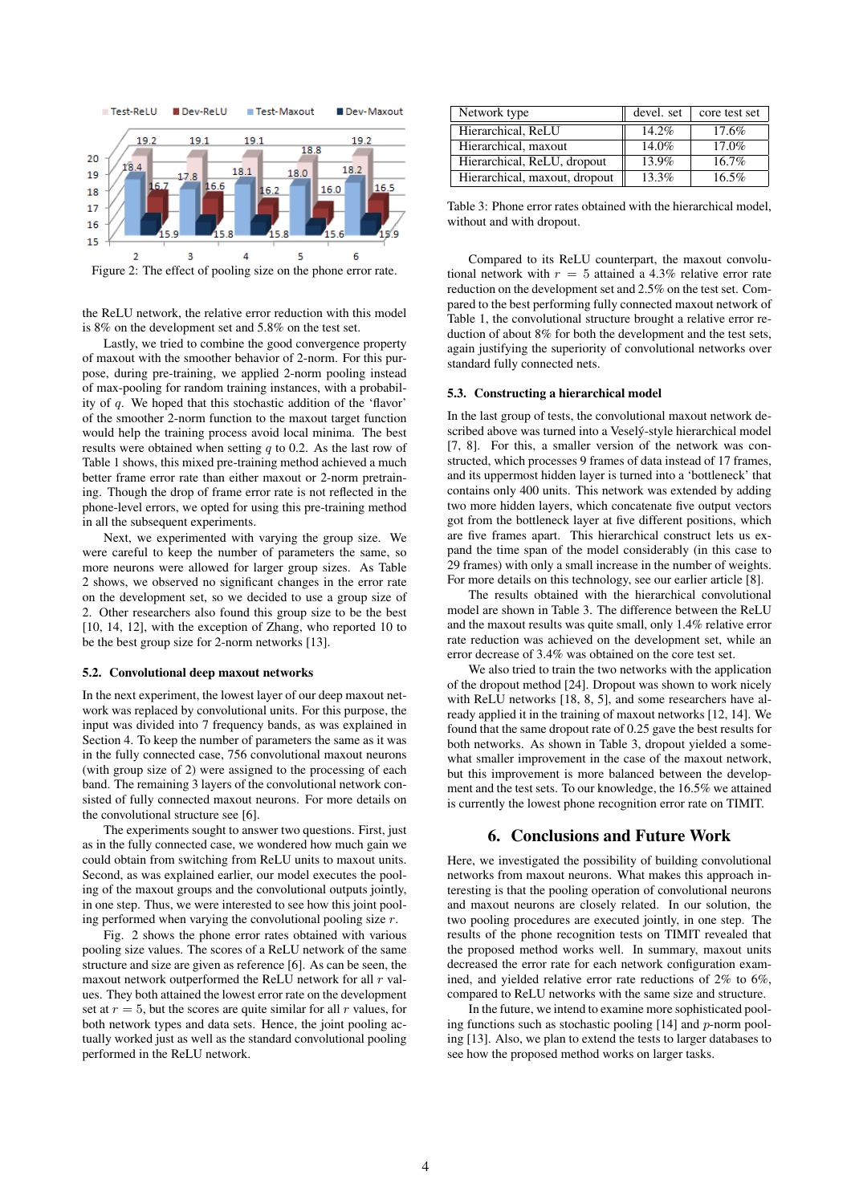Figure 2: The effect of pooling size on the phone error rate.

the ReLU network, the relative error reduction with this model is 8% on the development set and 5.8% on the test set.

Lastly, we tried to combine the good convergence property of maxout with the smoother behavior of 2-norm. For this purpose, during pre-training, we applied 2-norm pooling instead of max-pooling for random training instances, with a probability of $q$. We hoped that this stochastic addition of the 'flavor' of the smoother 2-norm function to the maxout target function would help the training process avoid local minima. The best results were obtained when setting $q$ to 0.2. As the last row of Table 1 shows, this mixed pre-training method achieved a much better frame error rate than either maxout or 2-norm pretraining. Though the drop of frame error rate is not reflected in the phone-level errors, we opted for using this pre-training method in all the subsequent experiments.

Next, we experimented with varying the group size. We were careful to keep the number of parameters the same, so more neurons were allowed for larger group sizes. As Table 2 shows, we observed no significant changes in the error rate on the development set, so we decided to use a group size of 2. Other researchers also found this group size to be the best [10, 14, 12], with the exception of Zhang, who reported 10 to be the best group size for 2-norm networks [13].

### 5.2. Convolutional deep maxout networks

In the next experiment, the lowest layer of our deep maxout network was replaced by convolutional units. For this purpose, the input was divided into 7 frequency bands, as was explained in Section 4. To keep the number of parameters the same as it was in the fully connected case, 756 convolutional maxout neurons (with group size of 2) were assigned to the processing of each band. The remaining 3 layers of the convolutional network consisted of fully connected maxout neurons. For more details on the convolutional structure see [6].

The experiments sought to answer two questions. First, just as in the fully connected case, we wondered how much gain we could obtain from switching from ReLU units to maxout units. Second, as was explained earlier, our model executes the pooling of the maxout groups and the convolutional outputs jointly, in one step. Thus, we were interested to see how this joint pooling performed when varying the convolutional pooling size $r$.

Fig. 2 shows the phone error rates obtained with various pooling size values. The scores of a ReLU network of the same structure and size are given as reference [6]. As can be seen, the maxout network outperformed the ReLU network for all $r$ values. They both attained the lowest error rate on the development set at $r = 5$, but the scores are quite similar for all $r$ values, for both network types and data sets. Hence, the joint pooling actually worked just as well as the standard convolutional pooling performed in the ReLU network.

| Network type | devel. set | core test set |
|---|---|---|
| Hierarchical, ReLU | 14.2% | 17.6% |
| Hierarchical, maxout | 14.0% | 17.0% |
| Hierarchical, ReLU, dropout | 13.9% | 16.7% |
| Hierarchical, maxout, dropout | 13.3% | 16.5% |

Table 3: Phone error rates obtained with the hierarchical model, without and with dropout.

Compared to its ReLU counterpart, the maxout convolutional network with $r = 5$ attained a 4.3% relative error rate reduction on the development set and 2.5% on the test set. Compared to the best performing fully connected maxout network of Table 1, the convolutional structure brought a relative error reduction of about 8% for both the development and the test sets, again justifying the superiority of convolutional networks over standard fully connected nets.

### 5.3. Constructing a hierarchical model

In the last group of tests, the convolutional maxout network described above was turned into a Veselý-style hierarchical model [7, 8]. For this, a smaller version of the network was constructed, which processes 9 frames of data instead of 17 frames, and its uppermost hidden layer is turned into a 'bottleneck' that contains only 400 units. This network was extended by adding two more hidden layers, which concatenate five output vectors got from the bottleneck layer at five different positions, which are five frames apart. This hierarchical construct lets us expand the time span of the model considerably (in this case to 29 frames) with only a small increase in the number of weights. For more details on this technology, see our earlier article [8].

The results obtained with the hierarchical convolutional model are shown in Table 3. The difference between the ReLU and the maxout results was quite small, only 1.4% relative error rate reduction was achieved on the development set, while an error decrease of 3.4% was obtained on the core test set.

We also tried to train the two networks with the application of the dropout method [24]. Dropout was shown to work nicely with ReLU networks [18, 8, 5], and some researchers have already applied it in the training of maxout networks [12, 14]. We found that the same dropout rate of 0.25 gave the best results for both networks. As shown in Table 3, dropout yielded a somewhat smaller improvement in the case of the maxout network, but this improvement is more balanced between the development and the test sets. To our knowledge, the 16.5% we attained is currently the lowest phone recognition error rate on TIMIT.

## 6. Conclusions and Future Work

Here, we investigated the possibility of building convolutional networks from maxout neurons. What makes this approach interesting is that the pooling operation of convolutional neurons and maxout neurons are closely related. In our solution, the two pooling procedures are executed jointly, in one step. The results of the phone recognition tests on TIMIT revealed that the proposed method works well. In summary, maxout units decreased the error rate for each network configuration examined, and yielded relative error rate reductions of 2% to 6%, compared to ReLU networks with the same size and structure.

In the future, we intend to examine more sophisticated pooling functions such as stochastic pooling [14] and $p$-norm pooling [13]. Also, we plan to extend the tests to larger databases to see how the proposed method works on larger tasks.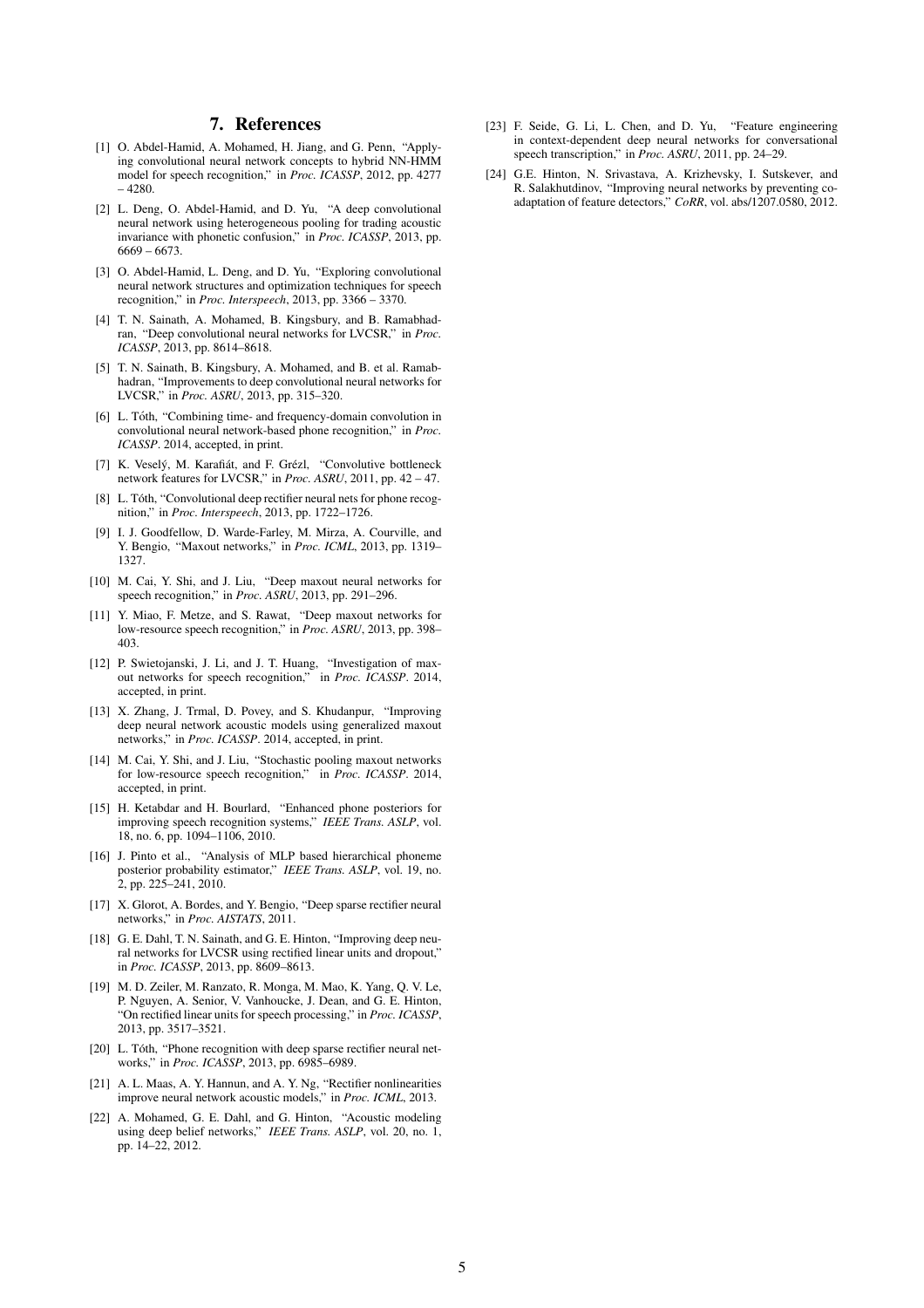## 7. References

[1] O. Abdel-Hamid, A. Mohamed, H. Jiang, and G. Penn, "Applying convolutional neural network concepts to hybrid NN-HMM model for speech recognition," in *Proc. ICASSP*, 2012, pp. 4277 – 4280.

[2] L. Deng, O. Abdel-Hamid, and D. Yu, "A deep convolutional neural network using heterogeneous pooling for trading acoustic invariance with phonetic confusion," in *Proc. ICASSP*, 2013, pp. 6669 – 6673.

[3] O. Abdel-Hamid, L. Deng, and D. Yu, "Exploring convolutional neural network structures and optimization techniques for speech recognition," in *Proc. Interspeech*, 2013, pp. 3366 – 3370.

[4] T. N. Sainath, A. Mohamed, B. Kingsbury, and B. Ramabhadran, "Deep convolutional neural networks for LVCSR," in *Proc. ICASSP*, 2013, pp. 8614–8618.

[5] T. N. Sainath, B. Kingsbury, A. Mohamed, and B. et al. Ramabhadran, "Improvements to deep convolutional neural networks for LVCSR," in *Proc. ASRU*, 2013, pp. 315–320.

[6] L. Tóth, "Combining time- and frequency-domain convolution in convolutional neural network-based phone recognition," in *Proc. ICASSP*. 2014, accepted, in print.

[7] K. Veselý, M. Karafiát, and F. Grézl, "Convolutive bottleneck network features for LVCSR," in *Proc. ASRU*, 2011, pp. 42 – 47.

[8] L. Tóth, "Convolutional deep rectifier neural nets for phone recognition," in *Proc. Interspeech*, 2013, pp. 1722–1726.

[9] I. J. Goodfellow, D. Warde-Farley, M. Mirza, A. Courville, and Y. Bengio, "Maxout networks," in *Proc. ICML*, 2013, pp. 1319–1327.

[10] M. Cai, Y. Shi, and J. Liu, "Deep maxout neural networks for speech recognition," in *Proc. ASRU*, 2013, pp. 291–296.

[11] Y. Miao, F. Metze, and S. Rawat, "Deep maxout networks for low-resource speech recognition," in *Proc. ASRU*, 2013, pp. 398–403.

[12] P. Swietojanski, J. Li, and J. T. Huang, "Investigation of maxout networks for speech recognition," in *Proc. ICASSP*. 2014, accepted, in print.

[13] X. Zhang, J. Trmal, D. Povey, and S. Khudanpur, "Improving deep neural network acoustic models using generalized maxout networks," in *Proc. ICASSP*. 2014, accepted, in print.

[14] M. Cai, Y. Shi, and J. Liu, "Stochastic pooling maxout networks for low-resource speech recognition," in *Proc. ICASSP*. 2014, accepted, in print.

[15] H. Ketabdar and H. Bourlard, "Enhanced phone posteriors for improving speech recognition systems," *IEEE Trans. ASLP*, vol. 18, no. 6, pp. 1094–1106, 2010.

[16] J. Pinto et al., "Analysis of MLP based hierarchical phoneme posterior probability estimator," *IEEE Trans. ASLP*, vol. 19, no. 2, pp. 225–241, 2010.

[17] X. Glorot, A. Bordes, and Y. Bengio, "Deep sparse rectifier neural networks," in *Proc. AISTATS*, 2011.

[18] G. E. Dahl, T. N. Sainath, and G. E. Hinton, "Improving deep neural networks for LVCSR using rectified linear units and dropout," in *Proc. ICASSP*, 2013, pp. 8609–8613.

[19] M. D. Zeiler, M. Ranzato, R. Monga, M. Mao, K. Yang, Q. V. Le, P. Nguyen, A. Senior, V. Vanhoucke, J. Dean, and G. E. Hinton, "On rectified linear units for speech processing," in *Proc. ICASSP*, 2013, pp. 3517–3521.

[20] L. Tóth, "Phone recognition with deep sparse rectifier neural networks," in *Proc. ICASSP*, 2013, pp. 6985–6989.

[21] A. L. Maas, A. Y. Hannun, and A. Y. Ng, "Rectifier nonlinearities improve neural network acoustic models," in *Proc. ICML*, 2013.

[22] A. Mohamed, G. E. Dahl, and G. Hinton, "Acoustic modeling using deep belief networks," *IEEE Trans. ASLP*, vol. 20, no. 1, pp. 14–22, 2012.

[23] F. Seide, G. Li, L. Chen, and D. Yu, "Feature engineering in context-dependent deep neural networks for conversational speech transcription," in *Proc. ASRU*, 2011, pp. 24–29.

[24] G.E. Hinton, N. Srivastava, A. Krizhevsky, I. Sutskever, and R. Salakhutdinov, "Improving neural networks by preventing co-adaptation of feature detectors," *CoRR*, vol. abs/1207.0580, 2012.